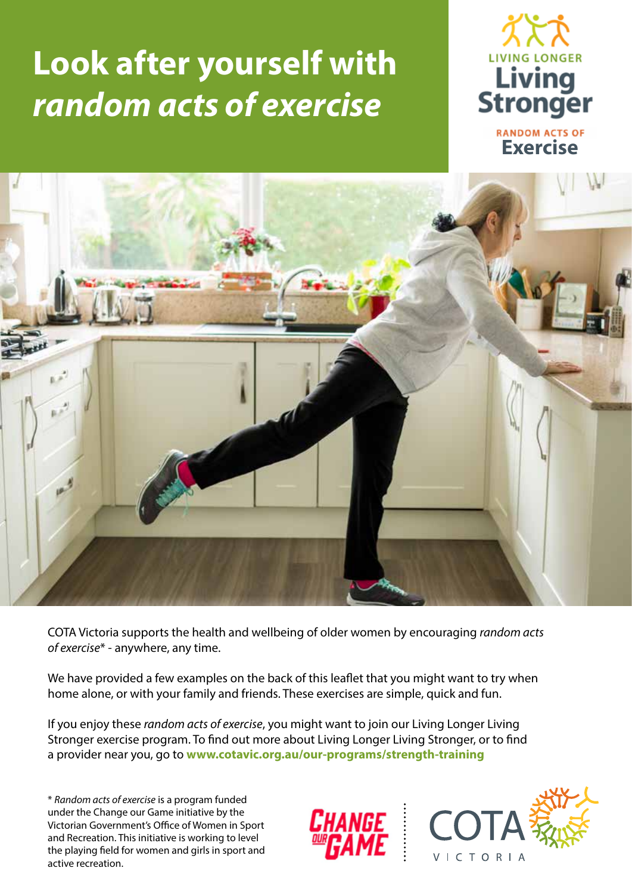# Look after yourself with *random acts of exercise*

LIVING LONGER **Living Stronger**

RANDOM ACTS OF **Exercise**

COTA Victoria supports the health and wellbeing of older women by encouraging *random acts of exercise*\* - anywhere, any time.

We have provided a few examples on the back of this leaflet that you might want to try when home alone, or with your family and friends. These exercises are simple, quick and fun.

If you enjoy these *random acts of exercise*, you might want to join our Living Longer Living Stronger exercise program. To find out more about Living Longer Living Stronger, or to find a provider near you, go to **www.cotavic.org.au/our-programs/strength-training**

\* *Random acts of exercise* is a program funded under the Change our Game initiative by the Victorian Government's Office of Women in Sport and Recreation. This initiative is working to level the playing field for women and girls in sport and active recreation.

CHANGE OUR GAME

COTA VICTORIA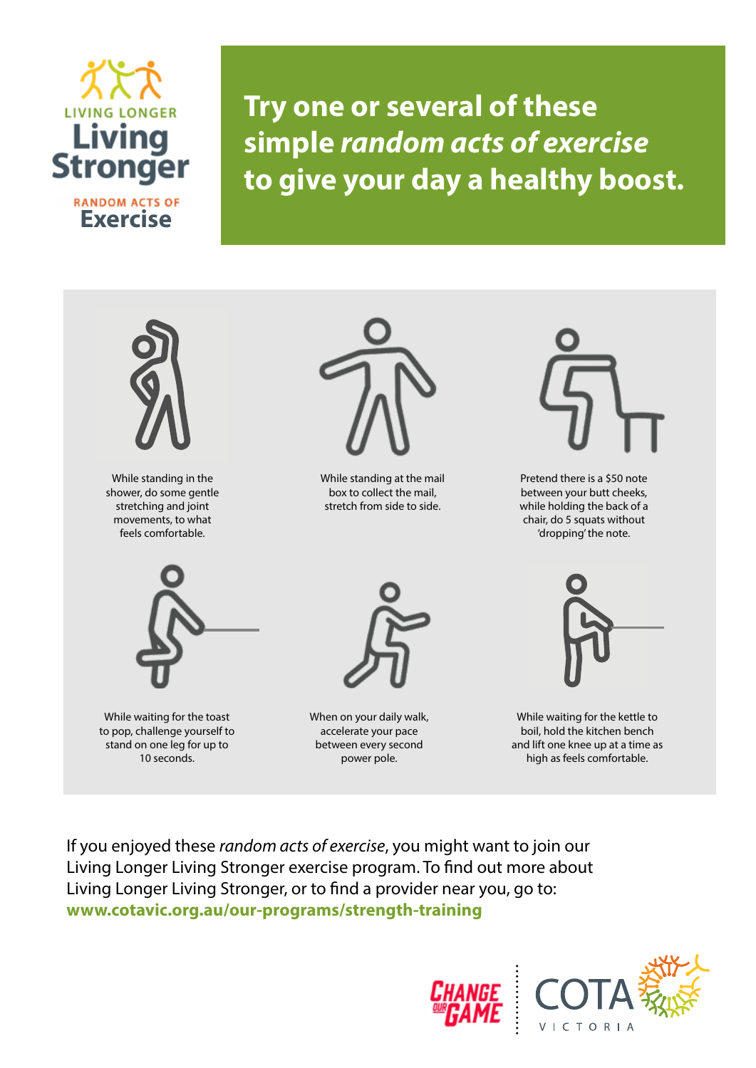LIVING LONGER

**Living Stronger**

RANDOM ACTS OF

**Exercise**

## Try one or several of these simple *random acts of exercise* to give your day a healthy boost.

While standing in the shower, do some gentle stretching and joint movements, to what feels comfortable.

While standing at the mail box to collect the mail, stretch from side to side.

Pretend there is a $50 note between your butt cheeks, while holding the back of a chair, do 5 squats without 'dropping' the note.

While waiting for the toast to pop, challenge yourself to stand on one leg for up to 10 seconds.

When on your daily walk, accelerate your pace between every second power pole.

While waiting for the kettle to boil, hold the kitchen bench and lift one knee up at a time as high as feels comfortable.

If you enjoyed these *random acts of exercise*, you might want to join our Living Longer Living Stronger exercise program. To find out more about Living Longer Living Stronger, or to find a provider near you, go to:
**www.cotavic.org.au/our-programs/strength-training**

CHANGE OUR GAME

COTA VICTORIA